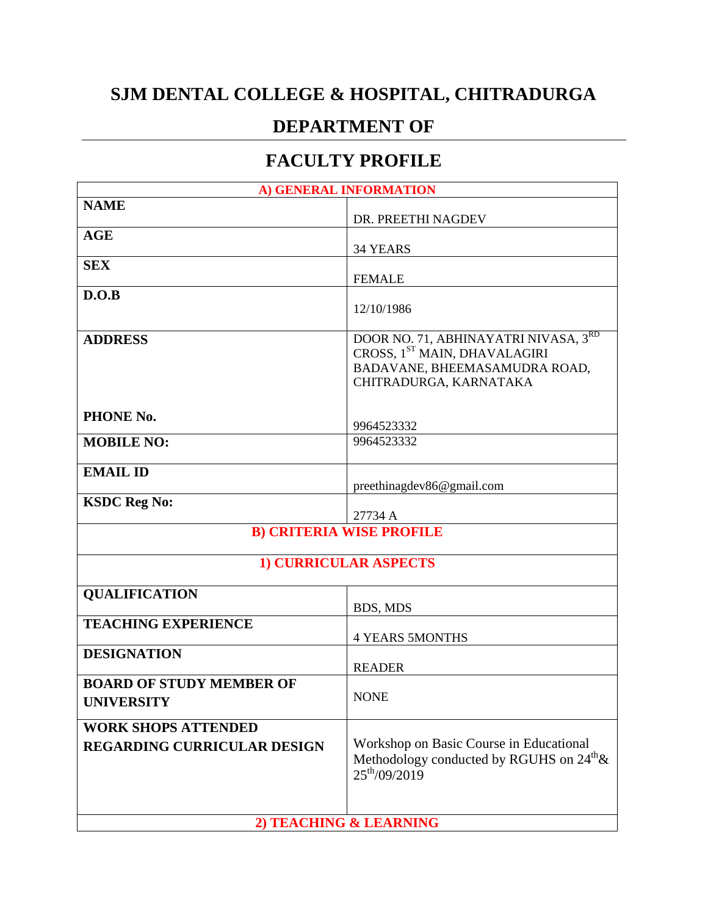# SJM DENTAL COLLEGE & HOSPITAL, CHITRADURGA

## DEPARTMENT OF

---

## FACULTY PROFILE

| A) GENERAL INFORMATION | |
|---|---|
| **NAME** | DR. PREETHI NAGDEV |
| **AGE** | 34 YEARS |
| **SEX** | FEMALE |
| **D.O.B** | 12/10/1986 |
| **ADDRESS**<br><br>**PHONE No.** | DOOR NO. 71, ABHINAYATRI NIVASA, 3RD CROSS, 1ST MAIN, DHAVALAGIRI BADAVANE, BHEEMASAMUDRA ROAD, CHITRADURGA, KARNATAKA<br><br>9964523332 |
| **MOBILE NO:** | 9964523332 |
| **EMAIL ID** | preethinagdev86@gmail.com |
| **KSDC Reg No:** | 27734 A |
| **B) CRITERIA WISE PROFILE** | |
| **1) CURRICULAR ASPECTS** | |
| **QUALIFICATION** | BDS, MDS |
| **TEACHING EXPERIENCE** | 4 YEARS 5MONTHS |
| **DESIGNATION** | READER |
| **BOARD OF STUDY MEMBER OF UNIVERSITY** | NONE |
| **WORK SHOPS ATTENDED REGARDING CURRICULAR DESIGN** | Workshop on Basic Course in Educational Methodology conducted by RGUHS on 24th & 25th/09/2019 |
| **2) TEACHING & LEARNING** | |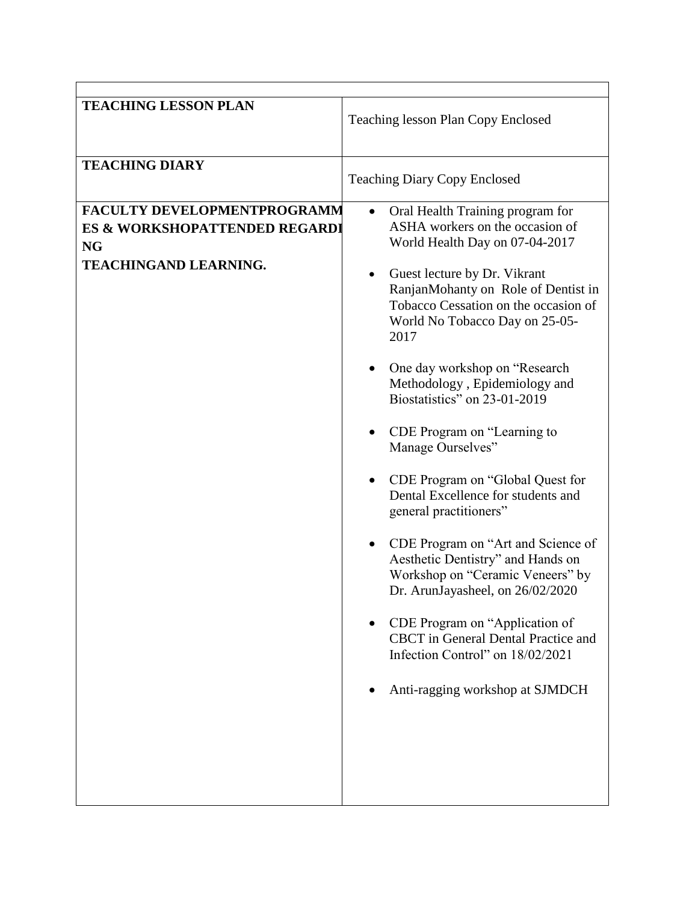| | |
|---|---|
| **TEACHING LESSON PLAN** | Teaching lesson Plan Copy Enclosed |
| **TEACHING DIARY** | Teaching Diary Copy Enclosed |
| **FACULTY DEVELOPMENTPROGRAMMES & WORKSHOPATTENDED REGARDING TEACHINGAND LEARNING.** | • Oral Health Training program for ASHA workers on the occasion of World Health Day on 07-04-2017<br>• Guest lecture by Dr. Vikrant RanjanMohanty on Role of Dentist in Tobacco Cessation on the occasion of World No Tobacco Day on 25-05-2017<br>• One day workshop on "Research Methodology , Epidemiology and Biostatistics" on 23-01-2019<br>• CDE Program on "Learning to Manage Ourselves"<br>• CDE Program on "Global Quest for Dental Excellence for students and general practitioners"<br>• CDE Program on "Art and Science of Aesthetic Dentistry" and Hands on Workshop on "Ceramic Veneers" by Dr. ArunJayasheel, on 26/02/2020<br>• CDE Program on "Application of CBCT in General Dental Practice and Infection Control" on 18/02/2021<br>• Anti-ragging workshop at SJMDCH |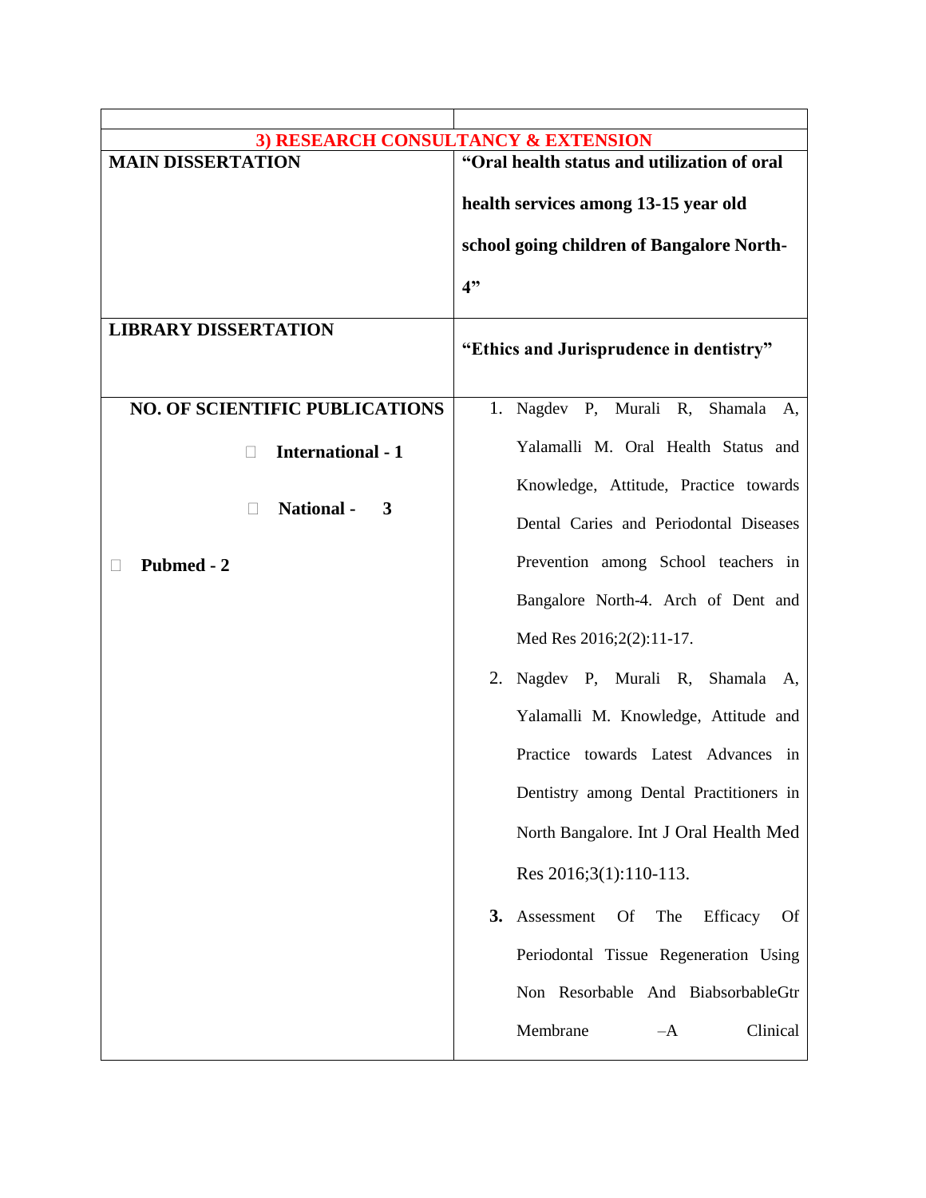| | |
|---|---|
| **3) RESEARCH CONSULTANCY & EXTENSION** | |
| **MAIN DISSERTATION** | **"Oral health status and utilization of oral health services among 13-15 year old school going children of Bangalore North-4"** |
| **LIBRARY DISSERTATION** | **"Ethics and Jurisprudence in dentistry"** |
| **NO. OF SCIENTIFIC PUBLICATIONS**<br>- **International - 1**<br>- **National - 3**<br>- **Pubmed - 2** | 1. Nagdev P, Murali R, Shamala A, Yalamalli M. Oral Health Status and Knowledge, Attitude, Practice towards Dental Caries and Periodontal Diseases Prevention among School teachers in Bangalore North-4. Arch of Dent and Med Res 2016;2(2):11-17.<br>2. Nagdev P, Murali R, Shamala A, Yalamalli M. Knowledge, Attitude and Practice towards Latest Advances in Dentistry among Dental Practitioners in North Bangalore. Int J Oral Health Med Res 2016;3(1):110-113.<br>**3.** Assessment Of The Efficacy Of Periodontal Tissue Regeneration Using Non Resorbable And BiabsorbableGtr Membrane –A Clinical |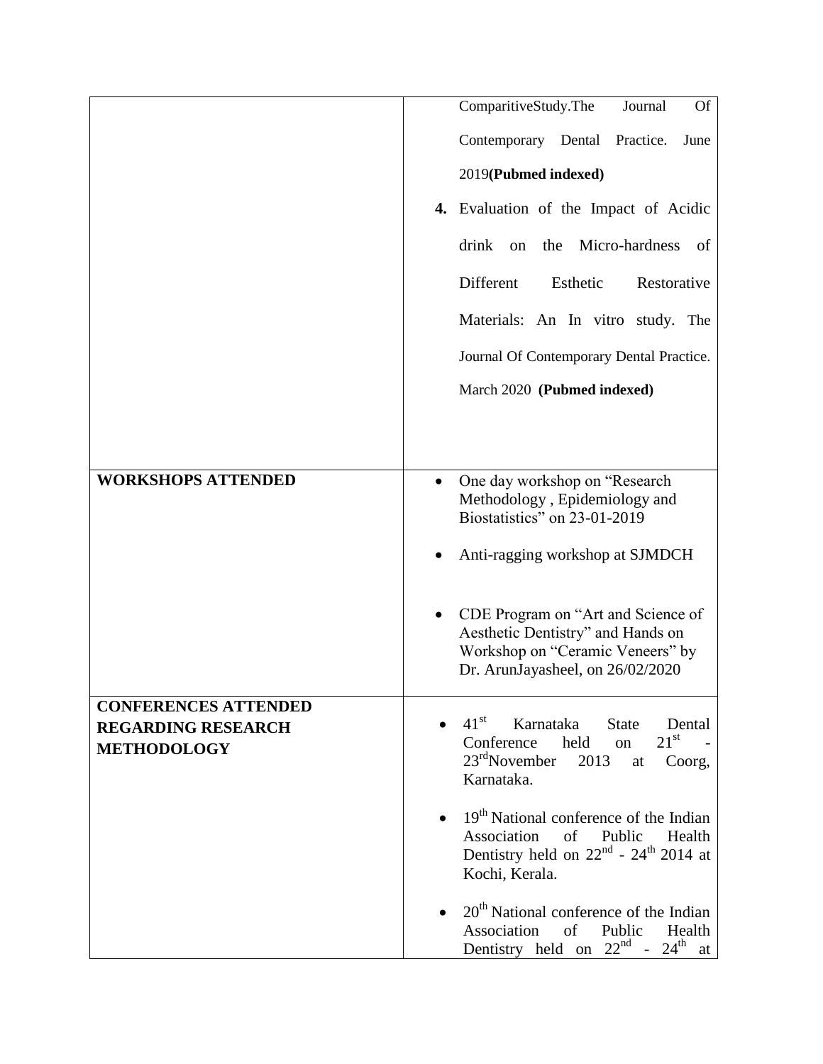| | |
|---|---|
| | ComparitiveStudy.The Journal Of Contemporary Dental Practice. June 2019**(Pubmed indexed)**<br>**4.** Evaluation of the Impact of Acidic drink on the Micro-hardness of Different Esthetic Restorative Materials: An In vitro study. The Journal Of Contemporary Dental Practice. March 2020 **(Pubmed indexed)** |
| **WORKSHOPS ATTENDED** | • One day workshop on "Research Methodology , Epidemiology and Biostatistics" on 23-01-2019<br>• Anti-ragging workshop at SJMDCH<br>• CDE Program on "Art and Science of Aesthetic Dentistry" and Hands on Workshop on "Ceramic Veneers" by Dr. ArunJayasheel, on 26/02/2020 |
| **CONFERENCES ATTENDED REGARDING RESEARCH METHODOLOGY** | • 41st Karnataka State Dental Conference held on 21st - 23rdNovember 2013 at Coorg, Karnataka.<br>• 19th National conference of the Indian Association of Public Health Dentistry held on 22nd - 24th 2014 at Kochi, Kerala.<br>• 20th National conference of the Indian Association of Public Health Dentistry held on 22nd - 24th at |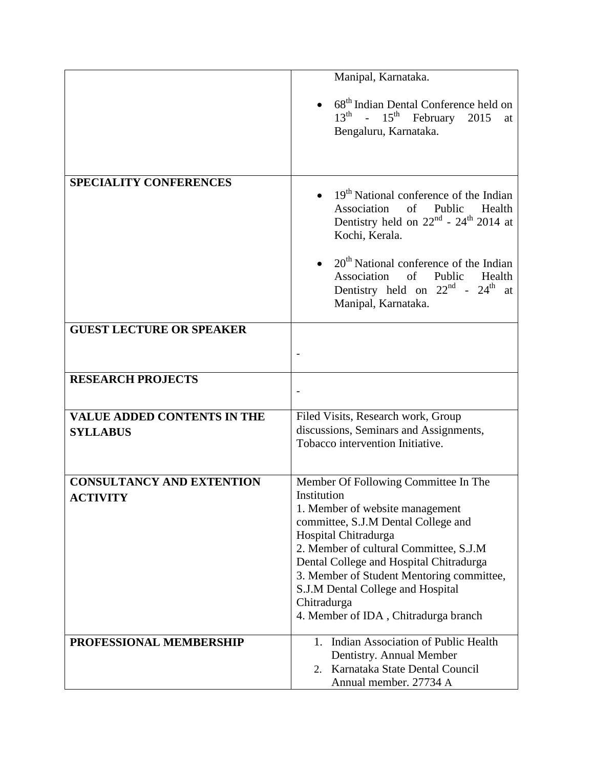| | |
|---|---|
| | Manipal, Karnataka.<br><br>• 68th Indian Dental Conference held on 13th - 15th February 2015 at Bengaluru, Karnataka. |
| **SPECIALITY CONFERENCES** | • 19th National conference of the Indian Association of Public Health Dentistry held on 22nd - 24th 2014 at Kochi, Kerala.<br><br>• 20th National conference of the Indian Association of Public Health Dentistry held on 22nd - 24th at Manipal, Karnataka. |
| **GUEST LECTURE OR SPEAKER** | - |
| **RESEARCH PROJECTS** | - |
| **VALUE ADDED CONTENTS IN THE SYLLABUS** | Filed Visits, Research work, Group discussions, Seminars and Assignments, Tobacco intervention Initiative. |
| **CONSULTANCY AND EXTENTION ACTIVITY** | Member Of Following Committee In The Institution<br>1. Member of website management committee, S.J.M Dental College and Hospital Chitradurga<br>2. Member of cultural Committee, S.J.M Dental College and Hospital Chitradurga<br>3. Member of Student Mentoring committee, S.J.M Dental College and Hospital Chitradurga<br>4. Member of IDA , Chitradurga branch |
| **PROFESSIONAL MEMBERSHIP** | 1. Indian Association of Public Health Dentistry. Annual Member<br>2. Karnataka State Dental Council Annual member. 27734 A |